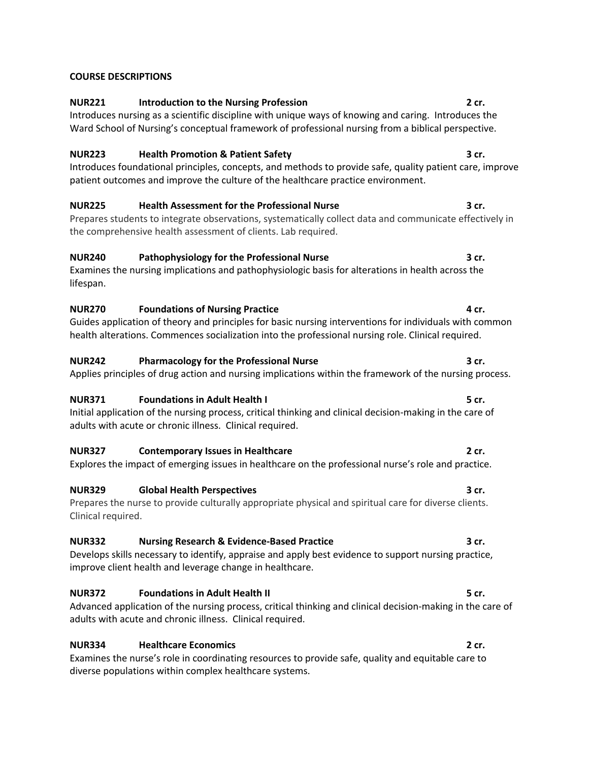**COURSE DESCRIPTIONS**

**NUR221 Introduction to the Nursing Profession 2 cr.**
Introduces nursing as a scientific discipline with unique ways of knowing and caring. Introduces the Ward School of Nursing's conceptual framework of professional nursing from a biblical perspective.

**NUR223 Health Promotion & Patient Safety 3 cr.**
Introduces foundational principles, concepts, and methods to provide safe, quality patient care, improve patient outcomes and improve the culture of the healthcare practice environment.

**NUR225 Health Assessment for the Professional Nurse 3 cr.**
Prepares students to integrate observations, systematically collect data and communicate effectively in the comprehensive health assessment of clients. Lab required.

**NUR240 Pathophysiology for the Professional Nurse 3 cr.**
Examines the nursing implications and pathophysiologic basis for alterations in health across the lifespan.

**NUR270 Foundations of Nursing Practice 4 cr.**
Guides application of theory and principles for basic nursing interventions for individuals with common health alterations. Commences socialization into the professional nursing role. Clinical required.

**NUR242 Pharmacology for the Professional Nurse 3 cr.**
Applies principles of drug action and nursing implications within the framework of the nursing process.

**NUR371 Foundations in Adult Health I 5 cr.**
Initial application of the nursing process, critical thinking and clinical decision-making in the care of adults with acute or chronic illness. Clinical required.

**NUR327 Contemporary Issues in Healthcare 2 cr.**
Explores the impact of emerging issues in healthcare on the professional nurse's role and practice.

**NUR329 Global Health Perspectives 3 cr.**
Prepares the nurse to provide culturally appropriate physical and spiritual care for diverse clients. Clinical required.

**NUR332 Nursing Research & Evidence-Based Practice 3 cr.**
Develops skills necessary to identify, appraise and apply best evidence to support nursing practice, improve client health and leverage change in healthcare.

**NUR372 Foundations in Adult Health II 5 cr.**
Advanced application of the nursing process, critical thinking and clinical decision-making in the care of adults with acute and chronic illness. Clinical required.

**NUR334 Healthcare Economics 2 cr.**
Examines the nurse's role in coordinating resources to provide safe, quality and equitable care to diverse populations within complex healthcare systems.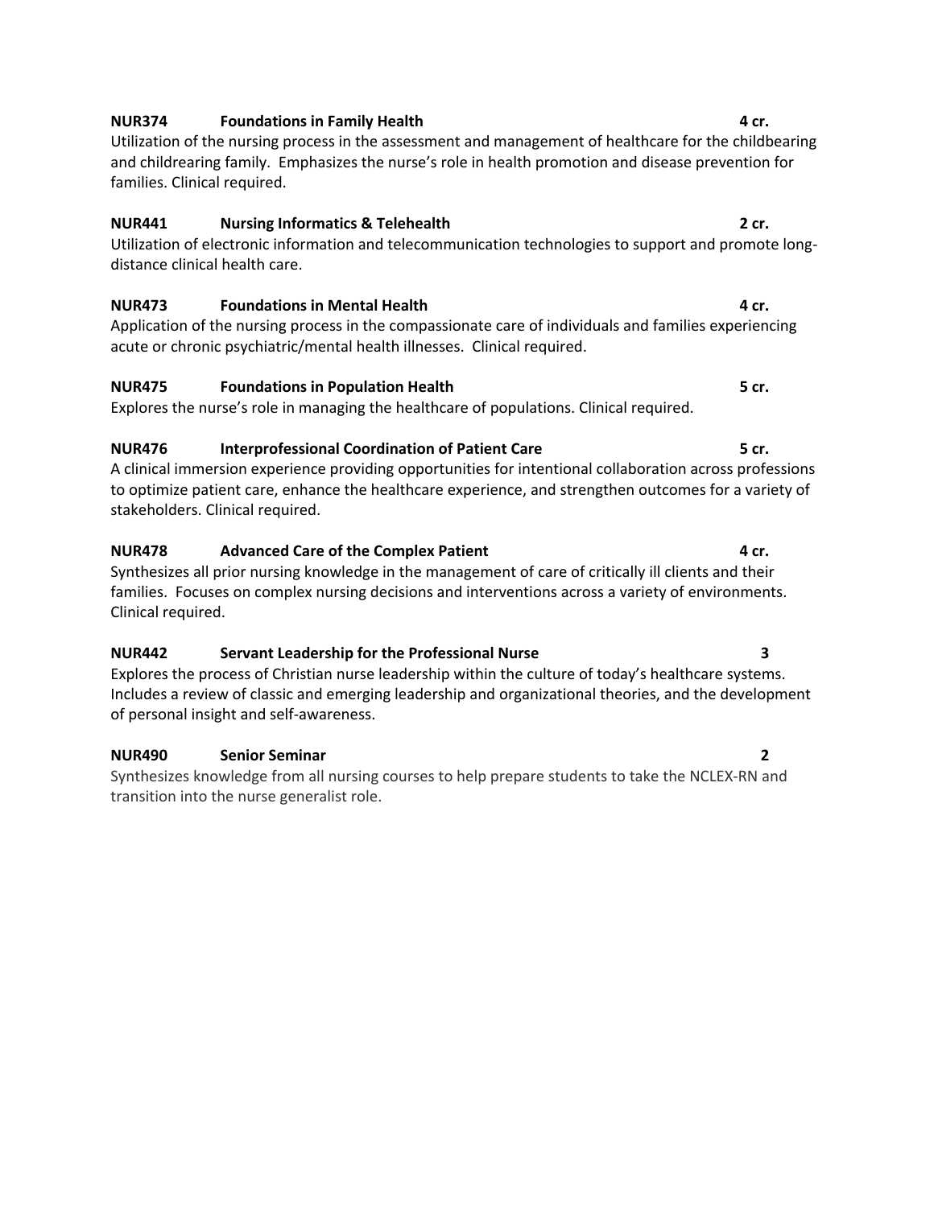**NUR374 Foundations in Family Health 4 cr.**

Utilization of the nursing process in the assessment and management of healthcare for the childbearing and childrearing family. Emphasizes the nurse's role in health promotion and disease prevention for families. Clinical required.

**NUR441 Nursing Informatics & Telehealth 2 cr.**

Utilization of electronic information and telecommunication technologies to support and promote long-distance clinical health care.

**NUR473 Foundations in Mental Health 4 cr.**

Application of the nursing process in the compassionate care of individuals and families experiencing acute or chronic psychiatric/mental health illnesses. Clinical required.

**NUR475 Foundations in Population Health 5 cr.**

Explores the nurse's role in managing the healthcare of populations. Clinical required.

**NUR476 Interprofessional Coordination of Patient Care 5 cr.**

A clinical immersion experience providing opportunities for intentional collaboration across professions to optimize patient care, enhance the healthcare experience, and strengthen outcomes for a variety of stakeholders. Clinical required.

**NUR478 Advanced Care of the Complex Patient 4 cr.**

Synthesizes all prior nursing knowledge in the management of care of critically ill clients and their families. Focuses on complex nursing decisions and interventions across a variety of environments. Clinical required.

**NUR442 Servant Leadership for the Professional Nurse 3**

Explores the process of Christian nurse leadership within the culture of today's healthcare systems. Includes a review of classic and emerging leadership and organizational theories, and the development of personal insight and self-awareness.

**NUR490 Senior Seminar 2**

Synthesizes knowledge from all nursing courses to help prepare students to take the NCLEX-RN and transition into the nurse generalist role.